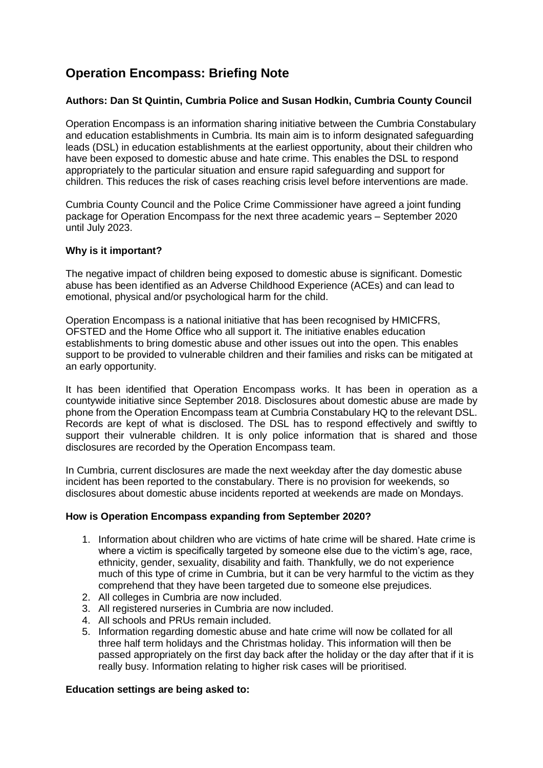# Operation Encompass: Briefing Note

**Authors: Dan St Quintin, Cumbria Police and Susan Hodkin, Cumbria County Council**

Operation Encompass is an information sharing initiative between the Cumbria Constabulary and education establishments in Cumbria. Its main aim is to inform designated safeguarding leads (DSL) in education establishments at the earliest opportunity, about their children who have been exposed to domestic abuse and hate crime. This enables the DSL to respond appropriately to the particular situation and ensure rapid safeguarding and support for children. This reduces the risk of cases reaching crisis level before interventions are made.

Cumbria County Council and the Police Crime Commissioner have agreed a joint funding package for Operation Encompass for the next three academic years – September 2020 until July 2023.

**Why is it important?**

The negative impact of children being exposed to domestic abuse is significant. Domestic abuse has been identified as an Adverse Childhood Experience (ACEs) and can lead to emotional, physical and/or psychological harm for the child.

Operation Encompass is a national initiative that has been recognised by HMICFRS, OFSTED and the Home Office who all support it. The initiative enables education establishments to bring domestic abuse and other issues out into the open. This enables support to be provided to vulnerable children and their families and risks can be mitigated at an early opportunity.

It has been identified that Operation Encompass works. It has been in operation as a countywide initiative since September 2018. Disclosures about domestic abuse are made by phone from the Operation Encompass team at Cumbria Constabulary HQ to the relevant DSL. Records are kept of what is disclosed. The DSL has to respond effectively and swiftly to support their vulnerable children. It is only police information that is shared and those disclosures are recorded by the Operation Encompass team.

In Cumbria, current disclosures are made the next weekday after the day domestic abuse incident has been reported to the constabulary. There is no provision for weekends, so disclosures about domestic abuse incidents reported at weekends are made on Mondays.

**How is Operation Encompass expanding from September 2020?**

1. Information about children who are victims of hate crime will be shared. Hate crime is where a victim is specifically targeted by someone else due to the victim's age, race, ethnicity, gender, sexuality, disability and faith. Thankfully, we do not experience much of this type of crime in Cumbria, but it can be very harmful to the victim as they comprehend that they have been targeted due to someone else prejudices.
2. All colleges in Cumbria are now included.
3. All registered nurseries in Cumbria are now included.
4. All schools and PRUs remain included.
5. Information regarding domestic abuse and hate crime will now be collated for all three half term holidays and the Christmas holiday. This information will then be passed appropriately on the first day back after the holiday or the day after that if it is really busy. Information relating to higher risk cases will be prioritised.

**Education settings are being asked to:**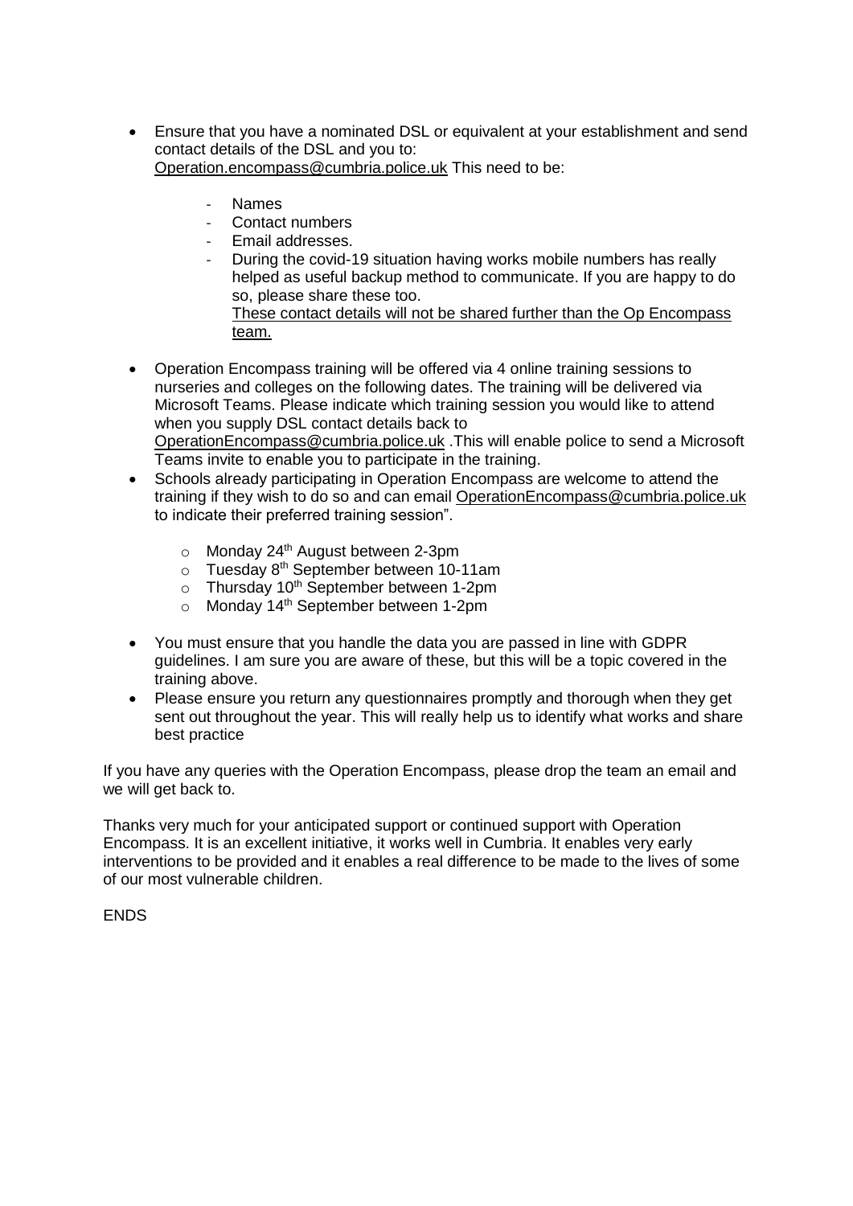- Ensure that you have a nominated DSL or equivalent at your establishment and send contact details of the DSL and you to: Operation.encompass@cumbria.police.uk This need to be:

  - Names
  - Contact numbers
  - Email addresses.
  - During the covid-19 situation having works mobile numbers has really helped as useful backup method to communicate. If you are happy to do so, please share these too. These contact details will not be shared further than the Op Encompass team.

- Operation Encompass training will be offered via 4 online training sessions to nurseries and colleges on the following dates. The training will be delivered via Microsoft Teams. Please indicate which training session you would like to attend when you supply DSL contact details back to OperationEncompass@cumbria.police.uk .This will enable police to send a Microsoft Teams invite to enable you to participate in the training.
- Schools already participating in Operation Encompass are welcome to attend the training if they wish to do so and can email OperationEncompass@cumbria.police.uk to indicate their preferred training session".

  - Monday 24th August between 2-3pm
  - Tuesday 8th September between 10-11am
  - Thursday 10th September between 1-2pm
  - Monday 14th September between 1-2pm

- You must ensure that you handle the data you are passed in line with GDPR guidelines. I am sure you are aware of these, but this will be a topic covered in the training above.
- Please ensure you return any questionnaires promptly and thorough when they get sent out throughout the year. This will really help us to identify what works and share best practice

If you have any queries with the Operation Encompass, please drop the team an email and we will get back to.

Thanks very much for your anticipated support or continued support with Operation Encompass. It is an excellent initiative, it works well in Cumbria. It enables very early interventions to be provided and it enables a real difference to be made to the lives of some of our most vulnerable children.

ENDS